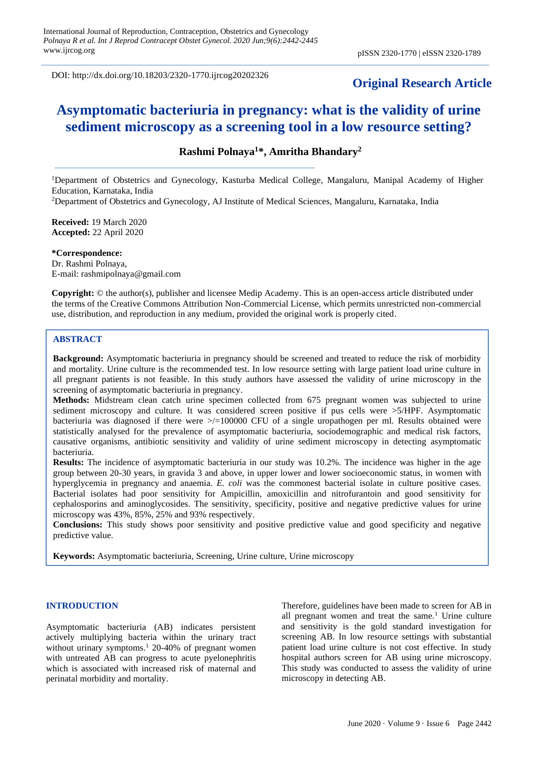DOI: http://dx.doi.org/10.18203/2320-1770.ijrcog20202326

**Original Research Article**

# Asymptomatic bacteriuria in pregnancy: what is the validity of urine sediment microscopy as a screening tool in a low resource setting?

**Rashmi Polnaya[1]*, Amritha Bhandary[2]**

[1]Department of Obstetrics and Gynecology, Kasturba Medical College, Mangaluru, Manipal Academy of Higher Education, Karnataka, India

[2]Department of Obstetrics and Gynecology, AJ Institute of Medical Sciences, Mangaluru, Karnataka, India

**Received:** 19 March 2020
**Accepted:** 22 April 2020

***Correspondence:**
Dr. Rashmi Polnaya,
E-mail: rashmipolnaya@gmail.com

**Copyright:** © the author(s), publisher and licensee Medip Academy. This is an open-access article distributed under the terms of the Creative Commons Attribution Non-Commercial License, which permits unrestricted non-commercial use, distribution, and reproduction in any medium, provided the original work is properly cited.

## ABSTRACT

**Background:** Asymptomatic bacteriuria in pregnancy should be screened and treated to reduce the risk of morbidity and mortality. Urine culture is the recommended test. In low resource setting with large patient load urine culture in all pregnant patients is not feasible. In this study authors have assessed the validity of urine microscopy in the screening of asymptomatic bacteriuria in pregnancy.

**Methods:** Midstream clean catch urine specimen collected from 675 pregnant women was subjected to urine sediment microscopy and culture. It was considered screen positive if pus cells were >5/HPF. Asymptomatic bacteriuria was diagnosed if there were >/=100000 CFU of a single uropathogen per ml. Results obtained were statistically analysed for the prevalence of asymptomatic bacteriuria, sociodemographic and medical risk factors, causative organisms, antibiotic sensitivity and validity of urine sediment microscopy in detecting asymptomatic bacteriuria.

**Results:** The incidence of asymptomatic bacteriuria in our study was 10.2%. The incidence was higher in the age group between 20-30 years, in gravida 3 and above, in upper lower and lower socioeconomic status, in women with hyperglycemia in pregnancy and anaemia. *E. coli* was the commonest bacterial isolate in culture positive cases. Bacterial isolates had poor sensitivity for Ampicillin, amoxicillin and nitrofurantoin and good sensitivity for cephalosporins and aminoglycosides. The sensitivity, specificity, positive and negative predictive values for urine microscopy was 43%, 85%, 25% and 93% respectively.

**Conclusions:** This study shows poor sensitivity and positive predictive value and good specificity and negative predictive value.

**Keywords:** Asymptomatic bacteriuria, Screening, Urine culture, Urine microscopy

## INTRODUCTION

Asymptomatic bacteriuria (AB) indicates persistent actively multiplying bacteria within the urinary tract without urinary symptoms.[1] 20-40% of pregnant women with untreated AB can progress to acute pyelonephritis which is associated with increased risk of maternal and perinatal morbidity and mortality.

Therefore, guidelines have been made to screen for AB in all pregnant women and treat the same.[1] Urine culture and sensitivity is the gold standard investigation for screening AB. In low resource settings with substantial patient load urine culture is not cost effective. In study hospital authors screen for AB using urine microscopy. This study was conducted to assess the validity of urine microscopy in detecting AB.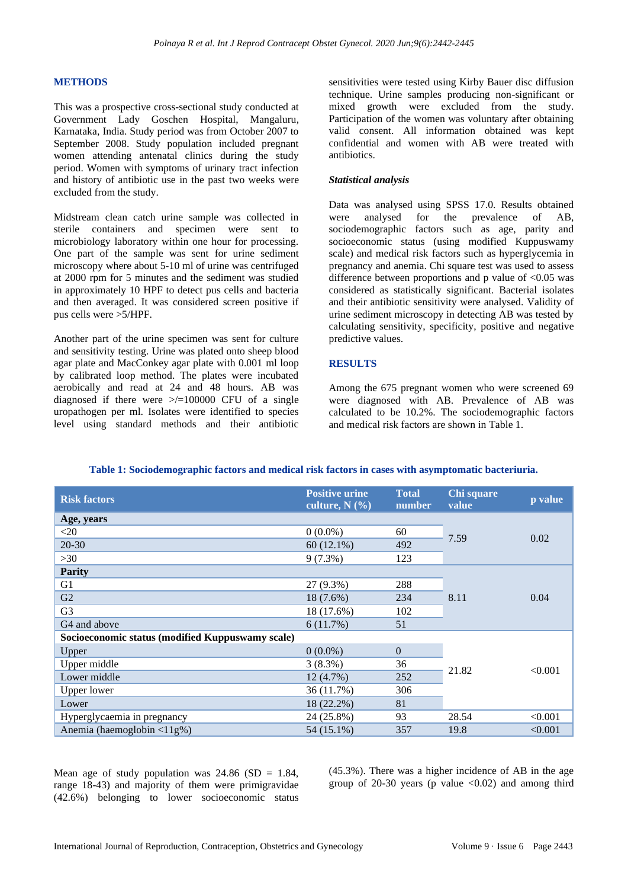## METHODS

This was a prospective cross-sectional study conducted at Government Lady Goschen Hospital, Mangaluru, Karnataka, India. Study period was from October 2007 to September 2008. Study population included pregnant women attending antenatal clinics during the study period. Women with symptoms of urinary tract infection and history of antibiotic use in the past two weeks were excluded from the study.

Midstream clean catch urine sample was collected in sterile containers and specimen were sent to microbiology laboratory within one hour for processing. One part of the sample was sent for urine sediment microscopy where about 5-10 ml of urine was centrifuged at 2000 rpm for 5 minutes and the sediment was studied in approximately 10 HPF to detect pus cells and bacteria and then averaged. It was considered screen positive if pus cells were >5/HPF.

Another part of the urine specimen was sent for culture and sensitivity testing. Urine was plated onto sheep blood agar plate and MacConkey agar plate with 0.001 ml loop by calibrated loop method. The plates were incubated aerobically and read at 24 and 48 hours. AB was diagnosed if there were >/=100000 CFU of a single uropathogen per ml. Isolates were identified to species level using standard methods and their antibiotic sensitivities were tested using Kirby Bauer disc diffusion technique. Urine samples producing non-significant or mixed growth were excluded from the study. Participation of the women was voluntary after obtaining valid consent. All information obtained was kept confidential and women with AB were treated with antibiotics.

### Statistical analysis

Data was analysed using SPSS 17.0. Results obtained were analysed for the prevalence of AB, sociodemographic factors such as age, parity and socioeconomic status (using modified Kuppuswamy scale) and medical risk factors such as hyperglycemia in pregnancy and anemia. Chi square test was used to assess difference between proportions and p value of <0.05 was considered as statistically significant. Bacterial isolates and their antibiotic sensitivity were analysed. Validity of urine sediment microscopy in detecting AB was tested by calculating sensitivity, specificity, positive and negative predictive values.

## RESULTS

Among the 675 pregnant women who were screened 69 were diagnosed with AB. Prevalence of AB was calculated to be 10.2%. The sociodemographic factors and medical risk factors are shown in Table 1.

**Table 1: Sociodemographic factors and medical risk factors in cases with asymptomatic bacteriuria.**

| Risk factors | Positive urine culture, N (%) | Total number | Chi square value | p value |
|---|---|---|---|---|
| **Age, years** | | | | |
| <20 | 0 (0.0%) | 60 | 7.59 | 0.02 |
| 20-30 | 60 (12.1%) | 492 | | |
| >30 | 9 (7.3%) | 123 | | |
| **Parity** | | | | |
| G1 | 27 (9.3%) | 288 | 8.11 | 0.04 |
| G2 | 18 (7.6%) | 234 | | |
| G3 | 18 (17.6%) | 102 | | |
| G4 and above | 6 (11.7%) | 51 | | |
| **Socioeconomic status (modified Kuppuswamy scale)** | | | | |
| Upper | 0 (0.0%) | 0 | 21.82 | <0.001 |
| Upper middle | 3 (8.3%) | 36 | | |
| Lower middle | 12 (4.7%) | 252 | | |
| Upper lower | 36 (11.7%) | 306 | | |
| Lower | 18 (22.2%) | 81 | | |
| Hyperglycaemia in pregnancy | 24 (25.8%) | 93 | 28.54 | <0.001 |
| Anemia (haemoglobin <11g%) | 54 (15.1%) | 357 | 19.8 | <0.001 |

Mean age of study population was 24.86 (SD = 1.84, range 18-43) and majority of them were primigravidae (42.6%) belonging to lower socioeconomic status (45.3%). There was a higher incidence of AB in the age group of 20-30 years (p value <0.02) and among third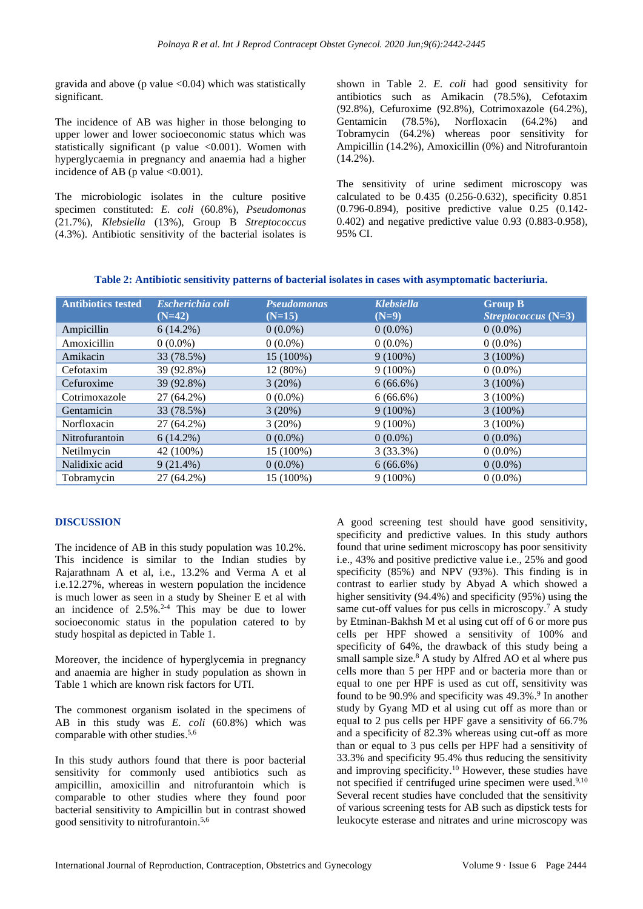gravida and above (p value <0.04) which was statistically significant.

The incidence of AB was higher in those belonging to upper lower and lower socioeconomic status which was statistically significant (p value <0.001). Women with hyperglycaemia in pregnancy and anaemia had a higher incidence of AB (p value <0.001).

The microbiologic isolates in the culture positive specimen constituted: *E. coli* (60.8%), *Pseudomonas* (21.7%), *Klebsiella* (13%), Group B *Streptococcus* (4.3%). Antibiotic sensitivity of the bacterial isolates is shown in Table 2. *E. coli* had good sensitivity for antibiotics such as Amikacin (78.5%), Cefotaxim (92.8%), Cefuroxime (92.8%), Cotrimoxazole (64.2%), Gentamicin (78.5%), Norfloxacin (64.2%) and Tobramycin (64.2%) whereas poor sensitivity for Ampicillin (14.2%), Amoxicillin (0%) and Nitrofurantoin (14.2%).

The sensitivity of urine sediment microscopy was calculated to be 0.435 (0.256-0.632), specificity 0.851 (0.796-0.894), positive predictive value 0.25 (0.142-0.402) and negative predictive value 0.93 (0.883-0.958), 95% CI.

**Table 2: Antibiotic sensitivity patterns of bacterial isolates in cases with asymptomatic bacteriuria.**

| Antibiotics tested | *Escherichia coli* (N=42) | *Pseudomonas* (N=15) | *Klebsiella* (N=9) | Group B *Streptococcus* (N=3) |
|---|---|---|---|---|
| Ampicillin | 6 (14.2%) | 0 (0.0%) | 0 (0.0%) | 0 (0.0%) |
| Amoxicillin | 0 (0.0%) | 0 (0.0%) | 0 (0.0%) | 0 (0.0%) |
| Amikacin | 33 (78.5%) | 15 (100%) | 9 (100%) | 3 (100%) |
| Cefotaxim | 39 (92.8%) | 12 (80%) | 9 (100%) | 0 (0.0%) |
| Cefuroxime | 39 (92.8%) | 3 (20%) | 6 (66.6%) | 3 (100%) |
| Cotrimoxazole | 27 (64.2%) | 0 (0.0%) | 6 (66.6%) | 3 (100%) |
| Gentamicin | 33 (78.5%) | 3 (20%) | 9 (100%) | 3 (100%) |
| Norfloxacin | 27 (64.2%) | 3 (20%) | 9 (100%) | 3 (100%) |
| Nitrofurantoin | 6 (14.2%) | 0 (0.0%) | 0 (0.0%) | 0 (0.0%) |
| Netilmycin | 42 (100%) | 15 (100%) | 3 (33.3%) | 0 (0.0%) |
| Nalidixic acid | 9 (21.4%) | 0 (0.0%) | 6 (66.6%) | 0 (0.0%) |
| Tobramycin | 27 (64.2%) | 15 (100%) | 9 (100%) | 0 (0.0%) |

## DISCUSSION

The incidence of AB in this study population was 10.2%. This incidence is similar to the Indian studies by Rajarathnam A et al, i.e., 13.2% and Verma A et al i.e.12.27%, whereas in western population the incidence is much lower as seen in a study by Sheiner E et al with an incidence of 2.5%.[2-4] This may be due to lower socioeconomic status in the population catered to by study hospital as depicted in Table 1.

Moreover, the incidence of hyperglycemia in pregnancy and anaemia are higher in study population as shown in Table 1 which are known risk factors for UTI.

The commonest organism isolated in the specimens of AB in this study was *E. coli* (60.8%) which was comparable with other studies.[5,6]

In this study authors found that there is poor bacterial sensitivity for commonly used antibiotics such as ampicillin, amoxicillin and nitrofurantoin which is comparable to other studies where they found poor bacterial sensitivity to Ampicillin but in contrast showed good sensitivity to nitrofurantoin.[5,6]

A good screening test should have good sensitivity, specificity and predictive values. In this study authors found that urine sediment microscopy has poor sensitivity i.e., 43% and positive predictive value i.e., 25% and good specificity (85%) and NPV (93%). This finding is in contrast to earlier study by Abyad A which showed a higher sensitivity (94.4%) and specificity (95%) using the same cut-off values for pus cells in microscopy.[7] A study by Etminan-Bakhsh M et al using cut off of 6 or more pus cells per HPF showed a sensitivity of 100% and specificity of 64%, the drawback of this study being a small sample size.[8] A study by Alfred AO et al where pus cells more than 5 per HPF and or bacteria more than or equal to one per HPF is used as cut off, sensitivity was found to be 90.9% and specificity was 49.3%.[9] In another study by Gyang MD et al using cut off as more than or equal to 2 pus cells per HPF gave a sensitivity of 66.7% and a specificity of 82.3% whereas using cut-off as more than or equal to 3 pus cells per HPF had a sensitivity of 33.3% and specificity 95.4% thus reducing the sensitivity and improving specificity.[10] However, these studies have not specified if centrifuged urine specimen were used.[9,10] Several recent studies have concluded that the sensitivity of various screening tests for AB such as dipstick tests for leukocyte esterase and nitrates and urine microscopy was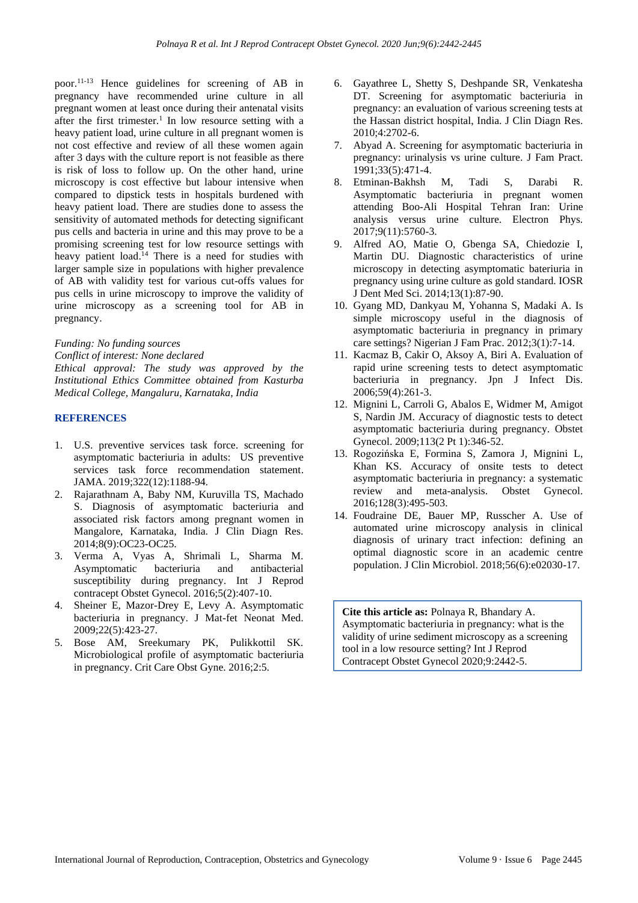poor.[11-13] Hence guidelines for screening of AB in pregnancy have recommended urine culture in all pregnant women at least once during their antenatal visits after the first trimester.[1] In low resource setting with a heavy patient load, urine culture in all pregnant women is not cost effective and review of all these women again after 3 days with the culture report is not feasible as there is risk of loss to follow up. On the other hand, urine microscopy is cost effective but labour intensive when compared to dipstick tests in hospitals burdened with heavy patient load. There are studies done to assess the sensitivity of automated methods for detecting significant pus cells and bacteria in urine and this may prove to be a promising screening test for low resource settings with heavy patient load.[14] There is a need for studies with larger sample size in populations with higher prevalence of AB with validity test for various cut-offs values for pus cells in urine microscopy to improve the validity of urine microscopy as a screening tool for AB in pregnancy.

*Funding: No funding sources*
*Conflict of interest: None declared*
*Ethical approval: The study was approved by the Institutional Ethics Committee obtained from Kasturba Medical College, Mangaluru, Karnataka, India*

## REFERENCES

1. U.S. preventive services task force. screening for asymptomatic bacteriuria in adults: US preventive services task force recommendation statement. JAMA. 2019;322(12):1188-94.
2. Rajarathnam A, Baby NM, Kuruvilla TS, Machado S. Diagnosis of asymptomatic bacteriuria and associated risk factors among pregnant women in Mangalore, Karnataka, India. J Clin Diagn Res. 2014;8(9):OC23-OC25.
3. Verma A, Vyas A, Shrimali L, Sharma M. Asymptomatic bacteriuria and antibacterial susceptibility during pregnancy. Int J Reprod contracept Obstet Gynecol. 2016;5(2):407-10.
4. Sheiner E, Mazor-Drey E, Levy A. Asymptomatic bacteriuria in pregnancy. J Mat-fet Neonat Med. 2009;22(5):423-27.
5. Bose AM, Sreekumary PK, Pulikkottil SK. Microbiological profile of asymptomatic bacteriuria in pregnancy. Crit Care Obst Gyne. 2016;2:5.
6. Gayathree L, Shetty S, Deshpande SR, Venkatesha DT. Screening for asymptomatic bacteriuria in pregnancy: an evaluation of various screening tests at the Hassan district hospital, India. J Clin Diagn Res. 2010;4:2702-6.
7. Abyad A. Screening for asymptomatic bacteriuria in pregnancy: urinalysis vs urine culture. J Fam Pract. 1991;33(5):471-4.
8. Etminan-Bakhsh M, Tadi S, Darabi R. Asymptomatic bacteriuria in pregnant women attending Boo-Ali Hospital Tehran Iran: Urine analysis versus urine culture. Electron Phys. 2017;9(11):5760-3.
9. Alfred AO, Matie O, Gbenga SA, Chiedozie I, Martin DU. Diagnostic characteristics of urine microscopy in detecting asymptomatic bateriuria in pregnancy using urine culture as gold standard. IOSR J Dent Med Sci. 2014;13(1):87-90.
10. Gyang MD, Dankyau M, Yohanna S, Madaki A. Is simple microscopy useful in the diagnosis of asymptomatic bacteriuria in pregnancy in primary care settings? Nigerian J Fam Prac. 2012;3(1):7-14.
11. Kacmaz B, Cakir O, Aksoy A, Biri A. Evaluation of rapid urine screening tests to detect asymptomatic bacteriuria in pregnancy. Jpn J Infect Dis. 2006;59(4):261-3.
12. Mignini L, Carroli G, Abalos E, Widmer M, Amigot S, Nardin JM. Accuracy of diagnostic tests to detect asymptomatic bacteriuria during pregnancy. Obstet Gynecol. 2009;113(2 Pt 1):346-52.
13. Rogozińska E, Formina S, Zamora J, Mignini L, Khan KS. Accuracy of onsite tests to detect asymptomatic bacteriuria in pregnancy: a systematic review and meta-analysis. Obstet Gynecol. 2016;128(3):495-503.
14. Foudraine DE, Bauer MP, Russcher A. Use of automated urine microscopy analysis in clinical diagnosis of urinary tract infection: defining an optimal diagnostic score in an academic centre population. J Clin Microbiol. 2018;56(6):e02030-17.

**Cite this article as:** Polnaya R, Bhandary A. Asymptomatic bacteriuria in pregnancy: what is the validity of urine sediment microscopy as a screening tool in a low resource setting? Int J Reprod Contracept Obstet Gynecol 2020;9:2442-5.